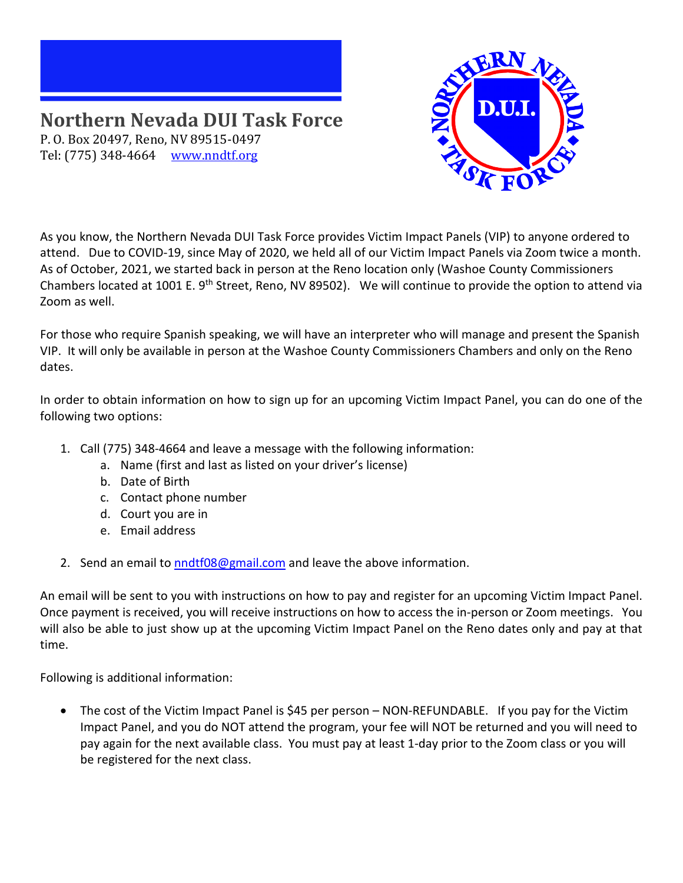# Northern Nevada DUI Task Force

P. O. Box 20497, Reno, NV 89515-0497
Tel: (775) 348-4664 [www.nndtf.org](http://www.nndtf.org)

As you know, the Northern Nevada DUI Task Force provides Victim Impact Panels (VIP) to anyone ordered to attend. Due to COVID-19, since May of 2020, we held all of our Victim Impact Panels via Zoom twice a month. As of October, 2021, we started back in person at the Reno location only (Washoe County Commissioners Chambers located at 1001 E. 9th Street, Reno, NV 89502). We will continue to provide the option to attend via Zoom as well.

For those who require Spanish speaking, we will have an interpreter who will manage and present the Spanish VIP. It will only be available in person at the Washoe County Commissioners Chambers and only on the Reno dates.

In order to obtain information on how to sign up for an upcoming Victim Impact Panel, you can do one of the following two options:

1. Call (775) 348-4664 and leave a message with the following information:
   a. Name (first and last as listed on your driver's license)
   b. Date of Birth
   c. Contact phone number
   d. Court you are in
   e. Email address
2. Send an email to [nndtf08@gmail.com](mailto:nndtf08@gmail.com) and leave the above information.

An email will be sent to you with instructions on how to pay and register for an upcoming Victim Impact Panel. Once payment is received, you will receive instructions on how to access the in-person or Zoom meetings. You will also be able to just show up at the upcoming Victim Impact Panel on the Reno dates only and pay at that time.

Following is additional information:

- The cost of the Victim Impact Panel is $45 per person – NON-REFUNDABLE. If you pay for the Victim Impact Panel, and you do NOT attend the program, your fee will NOT be returned and you will need to pay again for the next available class. You must pay at least 1-day prior to the Zoom class or you will be registered for the next class.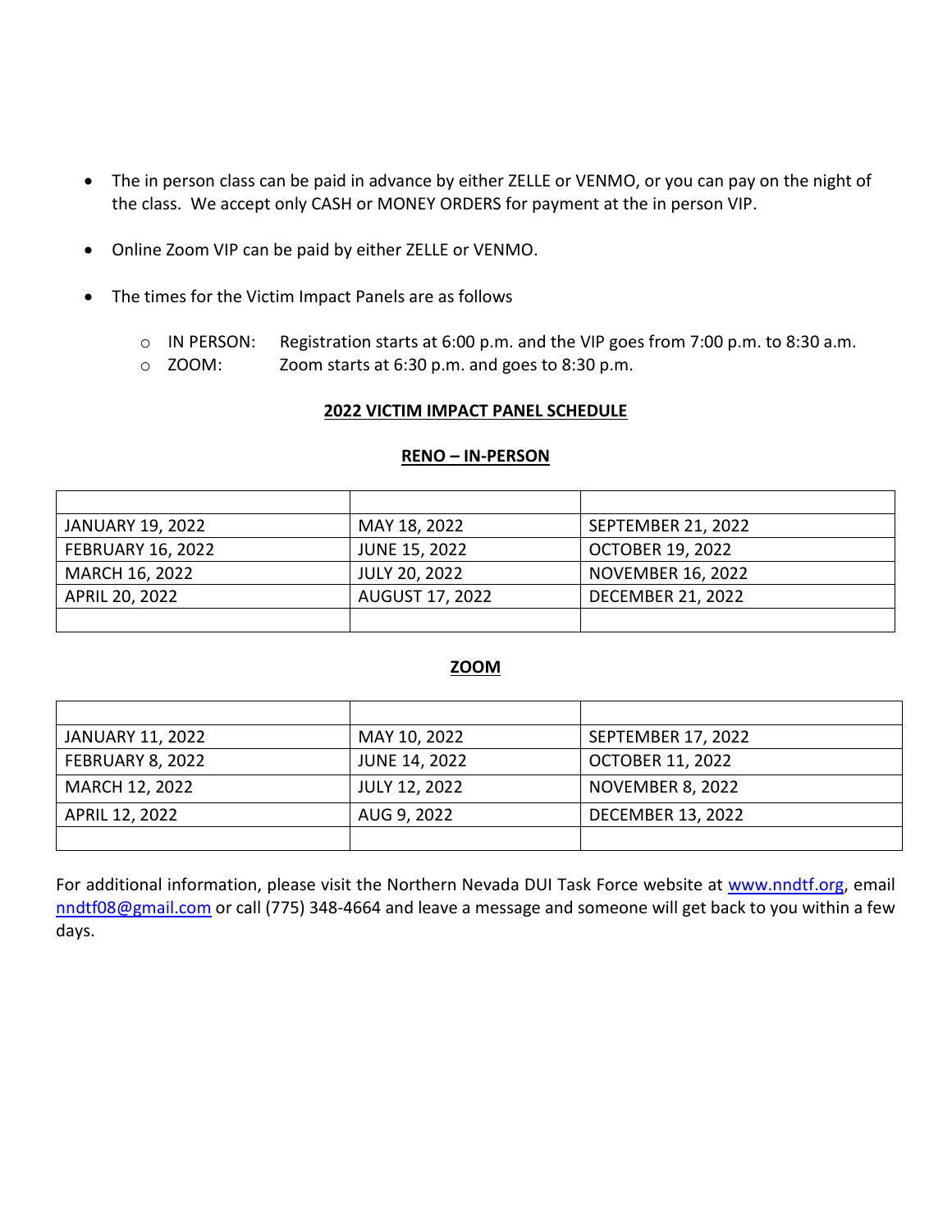- The in person class can be paid in advance by either ZELLE or VENMO, or you can pay on the night of the class. We accept only CASH or MONEY ORDERS for payment at the in person VIP.
- Online Zoom VIP can be paid by either ZELLE or VENMO.
- The times for the Victim Impact Panels are as follows
  - IN PERSON: Registration starts at 6:00 p.m. and the VIP goes from 7:00 p.m. to 8:30 a.m.
  - ZOOM: Zoom starts at 6:30 p.m. and goes to 8:30 p.m.

**2022 VICTIM IMPACT PANEL SCHEDULE**

**RENO – IN-PERSON**

| | | |
|---|---|---|
| JANUARY 19, 2022 | MAY 18, 2022 | SEPTEMBER 21, 2022 |
| FEBRUARY 16, 2022 | JUNE 15, 2022 | OCTOBER 19, 2022 |
| MARCH 16, 2022 | JULY 20, 2022 | NOVEMBER 16, 2022 |
| APRIL 20, 2022 | AUGUST 17, 2022 | DECEMBER 21, 2022 |
| | | |

**ZOOM**

| | | |
|---|---|---|
| JANUARY 11, 2022 | MAY 10, 2022 | SEPTEMBER 17, 2022 |
| FEBRUARY 8, 2022 | JUNE 14, 2022 | OCTOBER 11, 2022 |
| MARCH 12, 2022 | JULY 12, 2022 | NOVEMBER 8, 2022 |
| APRIL 12, 2022 | AUG 9, 2022 | DECEMBER 13, 2022 |
| | | |

For additional information, please visit the Northern Nevada DUI Task Force website at www.nndtf.org, email nndtf08@gmail.com or call (775) 348-4664 and leave a message and someone will get back to you within a few days.